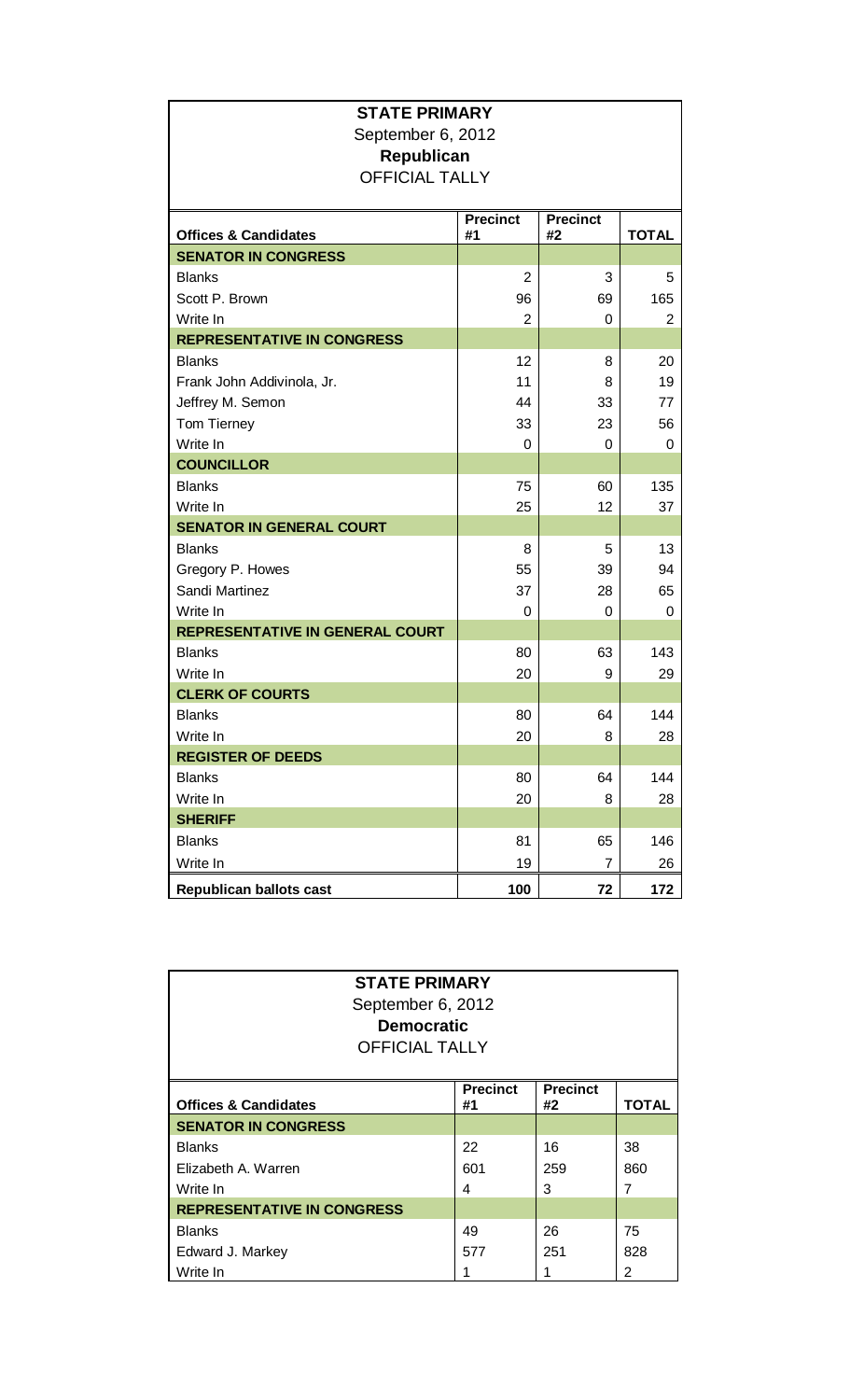## STATE PRIMARY

September 6, 2012

**Republican**

OFFICIAL TALLY

| Offices & Candidates | Precinct #1 | Precinct #2 | TOTAL |
|---|---|---|---|
| **SENATOR IN CONGRESS** | | | |
| Blanks | 2 | 3 | 5 |
| Scott P. Brown | 96 | 69 | 165 |
| Write In | 2 | 0 | 2 |
| **REPRESENTATIVE IN CONGRESS** | | | |
| Blanks | 12 | 8 | 20 |
| Frank John Addivinola, Jr. | 11 | 8 | 19 |
| Jeffrey M. Semon | 44 | 33 | 77 |
| Tom Tierney | 33 | 23 | 56 |
| Write In | 0 | 0 | 0 |
| **COUNCILLOR** | | | |
| Blanks | 75 | 60 | 135 |
| Write In | 25 | 12 | 37 |
| **SENATOR IN GENERAL COURT** | | | |
| Blanks | 8 | 5 | 13 |
| Gregory P. Howes | 55 | 39 | 94 |
| Sandi Martinez | 37 | 28 | 65 |
| Write In | 0 | 0 | 0 |
| **REPRESENTATIVE IN GENERAL COURT** | | | |
| Blanks | 80 | 63 | 143 |
| Write In | 20 | 9 | 29 |
| **CLERK OF COURTS** | | | |
| Blanks | 80 | 64 | 144 |
| Write In | 20 | 8 | 28 |
| **REGISTER OF DEEDS** | | | |
| Blanks | 80 | 64 | 144 |
| Write In | 20 | 8 | 28 |
| **SHERIFF** | | | |
| Blanks | 81 | 65 | 146 |
| Write In | 19 | 7 | 26 |
| **Republican ballots cast** | **100** | **72** | **172** |

## STATE PRIMARY

September 6, 2012

**Democratic**

OFFICIAL TALLY

| Offices & Candidates | Precinct #1 | Precinct #2 | TOTAL |
|---|---|---|---|
| **SENATOR IN CONGRESS** | | | |
| Blanks | 22 | 16 | 38 |
| Elizabeth A. Warren | 601 | 259 | 860 |
| Write In | 4 | 3 | 7 |
| **REPRESENTATIVE IN CONGRESS** | | | |
| Blanks | 49 | 26 | 75 |
| Edward J. Markey | 577 | 251 | 828 |
| Write In | 1 | 1 | 2 |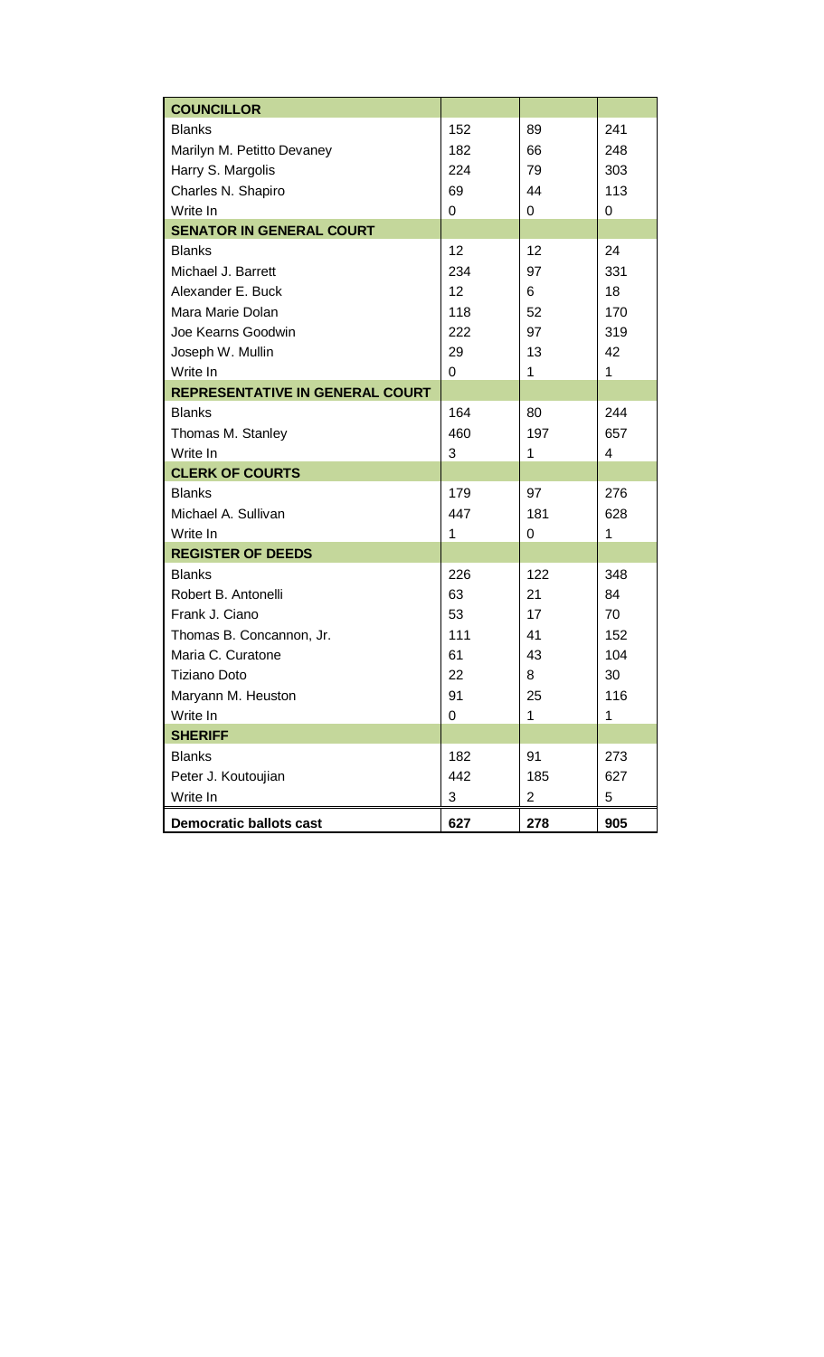| | | | |
|---|---|---|---|
| **COUNCILLOR** | | | |
| Blanks | 152 | 89 | 241 |
| Marilyn M. Petitto Devaney | 182 | 66 | 248 |
| Harry S. Margolis | 224 | 79 | 303 |
| Charles N. Shapiro | 69 | 44 | 113 |
| Write In | 0 | 0 | 0 |
| **SENATOR IN GENERAL COURT** | | | |
| Blanks | 12 | 12 | 24 |
| Michael J. Barrett | 234 | 97 | 331 |
| Alexander E. Buck | 12 | 6 | 18 |
| Mara Marie Dolan | 118 | 52 | 170 |
| Joe Kearns Goodwin | 222 | 97 | 319 |
| Joseph W. Mullin | 29 | 13 | 42 |
| Write In | 0 | 1 | 1 |
| **REPRESENTATIVE IN GENERAL COURT** | | | |
| Blanks | 164 | 80 | 244 |
| Thomas M. Stanley | 460 | 197 | 657 |
| Write In | 3 | 1 | 4 |
| **CLERK OF COURTS** | | | |
| Blanks | 179 | 97 | 276 |
| Michael A. Sullivan | 447 | 181 | 628 |
| Write In | 1 | 0 | 1 |
| **REGISTER OF DEEDS** | | | |
| Blanks | 226 | 122 | 348 |
| Robert B. Antonelli | 63 | 21 | 84 |
| Frank J. Ciano | 53 | 17 | 70 |
| Thomas B. Concannon, Jr. | 111 | 41 | 152 |
| Maria C. Curatone | 61 | 43 | 104 |
| Tiziano Doto | 22 | 8 | 30 |
| Maryann M. Heuston | 91 | 25 | 116 |
| Write In | 0 | 1 | 1 |
| **SHERIFF** | | | |
| Blanks | 182 | 91 | 273 |
| Peter J. Koutoujian | 442 | 185 | 627 |
| Write In | 3 | 2 | 5 |
| **Democratic ballots cast** | **627** | **278** | **905** |